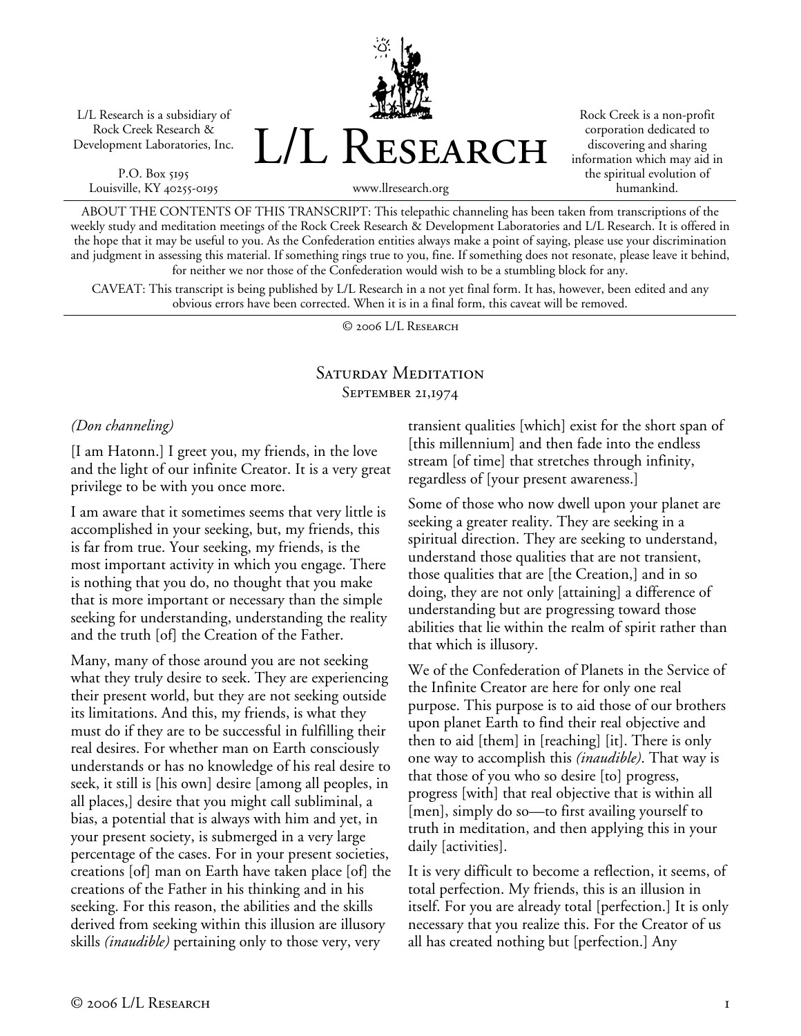L/L Research is a subsidiary of Rock Creek Research & Development Laboratories, Inc.

P.O. Box 5195
Louisville, KY 40255-0195

# L/L Research

www.llresearch.org

Rock Creek is a non-profit corporation dedicated to discovering and sharing information which may aid in the spiritual evolution of humankind.

ABOUT THE CONTENTS OF THIS TRANSCRIPT: This telepathic channeling has been taken from transcriptions of the weekly study and meditation meetings of the Rock Creek Research & Development Laboratories and L/L Research. It is offered in the hope that it may be useful to you. As the Confederation entities always make a point of saying, please use your discrimination and judgment in assessing this material. If something rings true to you, fine. If something does not resonate, please leave it behind, for neither we nor those of the Confederation would wish to be a stumbling block for any.

CAVEAT: This transcript is being published by L/L Research in a not yet final form. It has, however, been edited and any obvious errors have been corrected. When it is in a final form, this caveat will be removed.

© 2006 L/L Research

## Saturday Meditation
### September 21,1974

*(Don channeling)*

[I am Hatonn.] I greet you, my friends, in the love and the light of our infinite Creator. It is a very great privilege to be with you once more.

I am aware that it sometimes seems that very little is accomplished in your seeking, but, my friends, this is far from true. Your seeking, my friends, is the most important activity in which you engage. There is nothing that you do, no thought that you make that is more important or necessary than the simple seeking for understanding, understanding the reality and the truth [of] the Creation of the Father.

Many, many of those around you are not seeking what they truly desire to seek. They are experiencing their present world, but they are not seeking outside its limitations. And this, my friends, is what they must do if they are to be successful in fulfilling their real desires. For whether man on Earth consciously understands or has no knowledge of his real desire to seek, it still is [his own] desire [among all peoples, in all places,] desire that you might call subliminal, a bias, a potential that is always with him and yet, in your present society, is submerged in a very large percentage of the cases. For in your present societies, creations [of] man on Earth have taken place [of] the creations of the Father in his thinking and in his seeking. For this reason, the abilities and the skills derived from seeking within this illusion are illusory skills *(inaudible)* pertaining only to those very, very transient qualities [which] exist for the short span of [this millennium] and then fade into the endless stream [of time] that stretches through infinity, regardless of [your present awareness.]

Some of those who now dwell upon your planet are seeking a greater reality. They are seeking in a spiritual direction. They are seeking to understand, understand those qualities that are not transient, those qualities that are [the Creation,] and in so doing, they are not only [attaining] a difference of understanding but are progressing toward those abilities that lie within the realm of spirit rather than that which is illusory.

We of the Confederation of Planets in the Service of the Infinite Creator are here for only one real purpose. This purpose is to aid those of our brothers upon planet Earth to find their real objective and then to aid [them] in [reaching] [it]. There is only one way to accomplish this *(inaudible)*. That way is that those of you who so desire [to] progress, progress [with] that real objective that is within all [men], simply do so—to first availing yourself to truth in meditation, and then applying this in your daily [activities].

It is very difficult to become a reflection, it seems, of total perfection. My friends, this is an illusion in itself. For you are already total [perfection.] It is only necessary that you realize this. For the Creator of us all has created nothing but [perfection.] Any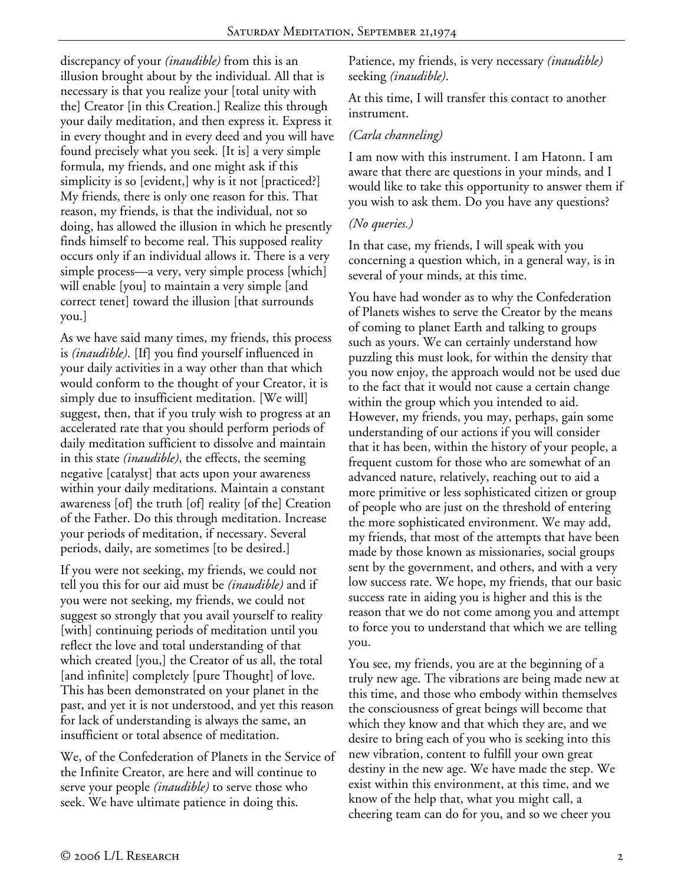discrepancy of your *(inaudible)* from this is an illusion brought about by the individual. All that is necessary is that you realize your [total unity with the] Creator [in this Creation.] Realize this through your daily meditation, and then express it. Express it in every thought and in every deed and you will have found precisely what you seek. [It is] a very simple formula, my friends, and one might ask if this simplicity is so [evident,] why is it not [practiced?] My friends, there is only one reason for this. That reason, my friends, is that the individual, not so doing, has allowed the illusion in which he presently finds himself to become real. This supposed reality occurs only if an individual allows it. There is a very simple process—a very, very simple process [which] will enable [you] to maintain a very simple [and correct tenet] toward the illusion [that surrounds you.]

As we have said many times, my friends, this process is *(inaudible)*. [If] you find yourself influenced in your daily activities in a way other than that which would conform to the thought of your Creator, it is simply due to insufficient meditation. [We will] suggest, then, that if you truly wish to progress at an accelerated rate that you should perform periods of daily meditation sufficient to dissolve and maintain in this state *(inaudible)*, the effects, the seeming negative [catalyst] that acts upon your awareness within your daily meditations. Maintain a constant awareness [of] the truth [of] reality [of the] Creation of the Father. Do this through meditation. Increase your periods of meditation, if necessary. Several periods, daily, are sometimes [to be desired.]

If you were not seeking, my friends, we could not tell you this for our aid must be *(inaudible)* and if you were not seeking, my friends, we could not suggest so strongly that you avail yourself to reality [with] continuing periods of meditation until you reflect the love and total understanding of that which created [you,] the Creator of us all, the total [and infinite] completely [pure Thought] of love. This has been demonstrated on your planet in the past, and yet it is not understood, and yet this reason for lack of understanding is always the same, an insufficient or total absence of meditation.

We, of the Confederation of Planets in the Service of the Infinite Creator, are here and will continue to serve your people *(inaudible)* to serve those who seek. We have ultimate patience in doing this. Patience, my friends, is very necessary *(inaudible)* seeking *(inaudible)*.

At this time, I will transfer this contact to another instrument.

*(Carla channeling)*

I am now with this instrument. I am Hatonn. I am aware that there are questions in your minds, and I would like to take this opportunity to answer them if you wish to ask them. Do you have any questions?

*(No queries.)*

In that case, my friends, I will speak with you concerning a question which, in a general way, is in several of your minds, at this time.

You have had wonder as to why the Confederation of Planets wishes to serve the Creator by the means of coming to planet Earth and talking to groups such as yours. We can certainly understand how puzzling this must look, for within the density that you now enjoy, the approach would not be used due to the fact that it would not cause a certain change within the group which you intended to aid. However, my friends, you may, perhaps, gain some understanding of our actions if you will consider that it has been, within the history of your people, a frequent custom for those who are somewhat of an advanced nature, relatively, reaching out to aid a more primitive or less sophisticated citizen or group of people who are just on the threshold of entering the more sophisticated environment. We may add, my friends, that most of the attempts that have been made by those known as missionaries, social groups sent by the government, and others, and with a very low success rate. We hope, my friends, that our basic success rate in aiding you is higher and this is the reason that we do not come among you and attempt to force you to understand that which we are telling you.

You see, my friends, you are at the beginning of a truly new age. The vibrations are being made new at this time, and those who embody within themselves the consciousness of great beings will become that which they know and that which they are, and we desire to bring each of you who is seeking into this new vibration, content to fulfill your own great destiny in the new age. We have made the step. We exist within this environment, at this time, and we know of the help that, what you might call, a cheering team can do for you, and so we cheer you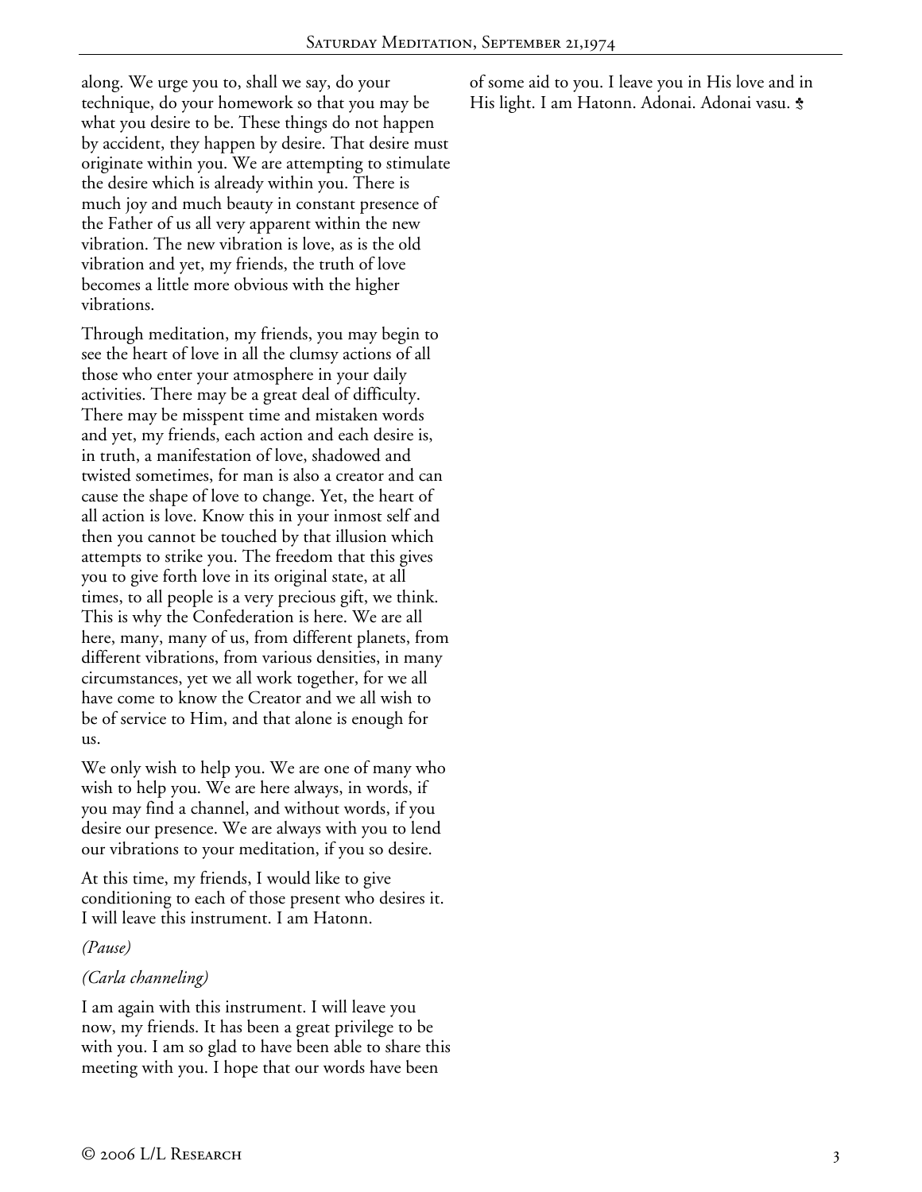along. We urge you to, shall we say, do your technique, do your homework so that you may be what you desire to be. These things do not happen by accident, they happen by desire. That desire must originate within you. We are attempting to stimulate the desire which is already within you. There is much joy and much beauty in constant presence of the Father of us all very apparent within the new vibration. The new vibration is love, as is the old vibration and yet, my friends, the truth of love becomes a little more obvious with the higher vibrations.

Through meditation, my friends, you may begin to see the heart of love in all the clumsy actions of all those who enter your atmosphere in your daily activities. There may be a great deal of difficulty. There may be misspent time and mistaken words and yet, my friends, each action and each desire is, in truth, a manifestation of love, shadowed and twisted sometimes, for man is also a creator and can cause the shape of love to change. Yet, the heart of all action is love. Know this in your inmost self and then you cannot be touched by that illusion which attempts to strike you. The freedom that this gives you to give forth love in its original state, at all times, to all people is a very precious gift, we think. This is why the Confederation is here. We are all here, many, many of us, from different planets, from different vibrations, from various densities, in many circumstances, yet we all work together, for we all have come to know the Creator and we all wish to be of service to Him, and that alone is enough for us.

We only wish to help you. We are one of many who wish to help you. We are here always, in words, if you may find a channel, and without words, if you desire our presence. We are always with you to lend our vibrations to your meditation, if you so desire.

At this time, my friends, I would like to give conditioning to each of those present who desires it. I will leave this instrument. I am Hatonn.

*(Pause)*

*(Carla channeling)*

I am again with this instrument. I will leave you now, my friends. It has been a great privilege to be with you. I am so glad to have been able to share this meeting with you. I hope that our words have been of some aid to you. I leave you in His love and in His light. I am Hatonn. Adonai. Adonai vasu.